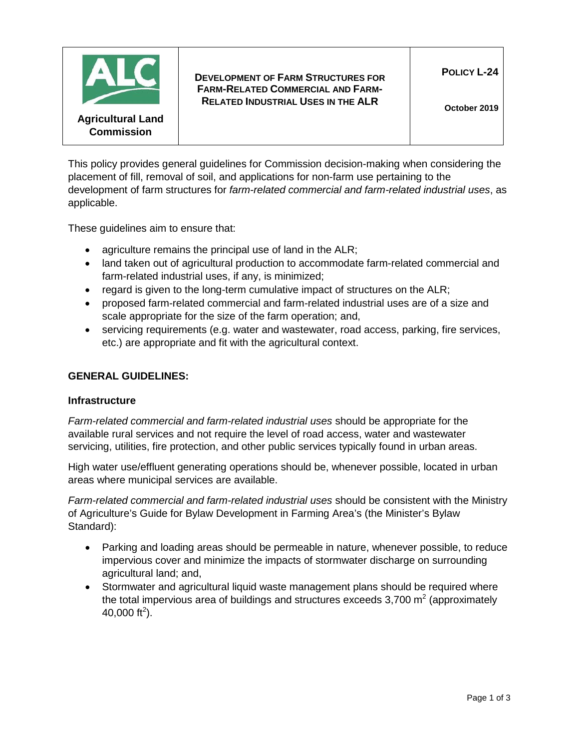| Agricultural Land Commission | **DEVELOPMENT OF FARM STRUCTURES FOR FARM-RELATED COMMERCIAL AND FARM-RELATED INDUSTRIAL USES IN THE ALR** | **POLICY L-24** <br> **October 2019** |
| --- | --- | --- |

This policy provides general guidelines for Commission decision-making when considering the placement of fill, removal of soil, and applications for non-farm use pertaining to the development of farm structures for *farm-related commercial and farm-related industrial uses*, as applicable.

These guidelines aim to ensure that:

- agriculture remains the principal use of land in the ALR;
- land taken out of agricultural production to accommodate farm-related commercial and farm-related industrial uses, if any, is minimized;
- regard is given to the long-term cumulative impact of structures on the ALR;
- proposed farm-related commercial and farm-related industrial uses are of a size and scale appropriate for the size of the farm operation; and,
- servicing requirements (e.g. water and wastewater, road access, parking, fire services, etc.) are appropriate and fit with the agricultural context.

## GENERAL GUIDELINES:

### Infrastructure

*Farm-related commercial and farm-related industrial uses* should be appropriate for the available rural services and not require the level of road access, water and wastewater servicing, utilities, fire protection, and other public services typically found in urban areas.

High water use/effluent generating operations should be, whenever possible, located in urban areas where municipal services are available.

*Farm-related commercial and farm-related industrial uses* should be consistent with the Ministry of Agriculture's Guide for Bylaw Development in Farming Area's (the Minister's Bylaw Standard):

- Parking and loading areas should be permeable in nature, whenever possible, to reduce impervious cover and minimize the impacts of stormwater discharge on surrounding agricultural land; and,
- Stormwater and agricultural liquid waste management plans should be required where the total impervious area of buildings and structures exceeds 3,700 $m^2$ (approximately 40,000 $ft^2$).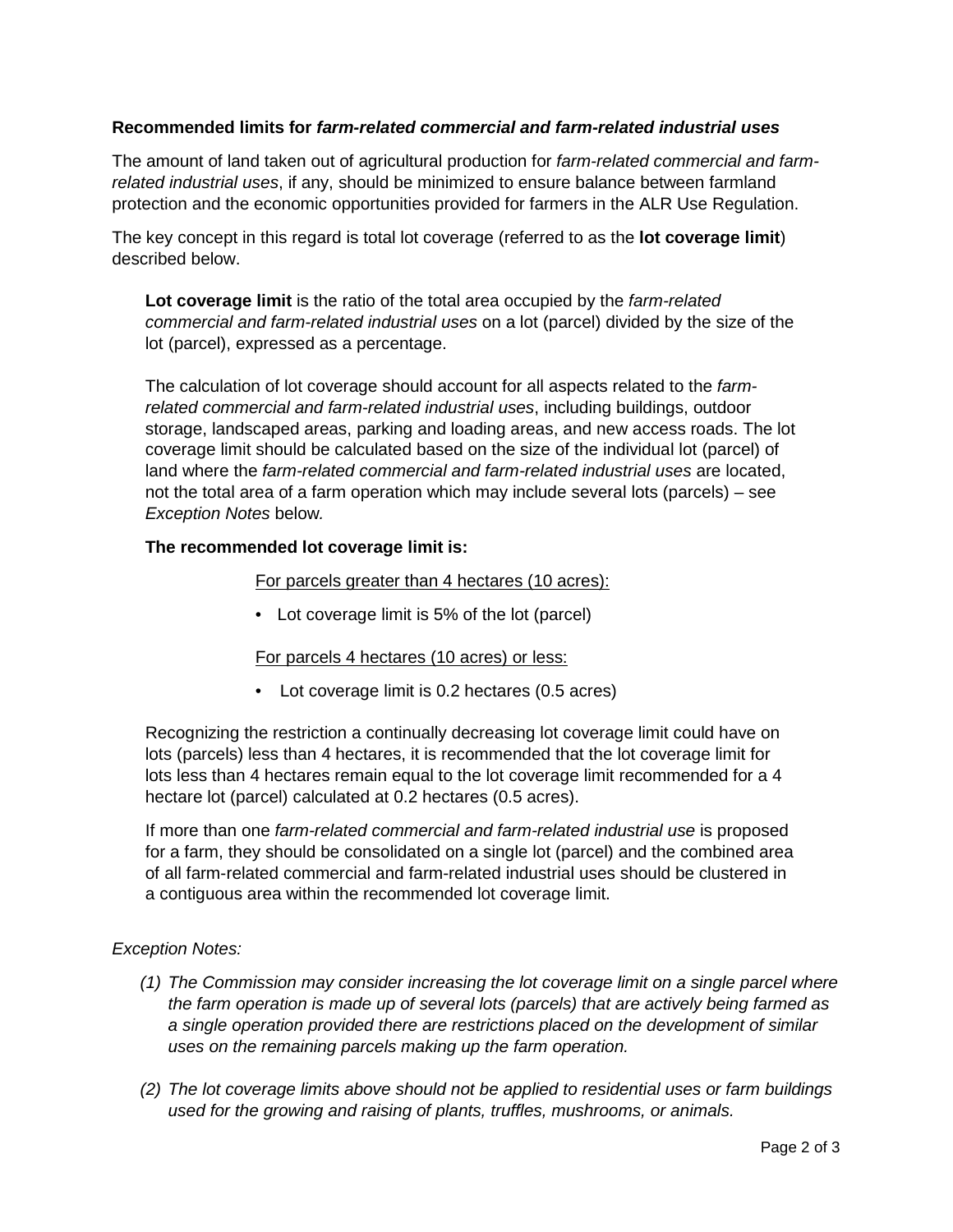**Recommended limits for *farm-related commercial and farm-related industrial uses***

The amount of land taken out of agricultural production for *farm-related commercial and farm-related industrial uses*, if any, should be minimized to ensure balance between farmland protection and the economic opportunities provided for farmers in the ALR Use Regulation.

The key concept in this regard is total lot coverage (referred to as the **lot coverage limit**) described below.

> **Lot coverage limit** is the ratio of the total area occupied by the *farm-related commercial and farm-related industrial uses* on a lot (parcel) divided by the size of the lot (parcel), expressed as a percentage.
>
> The calculation of lot coverage should account for all aspects related to the *farm-related commercial and farm-related industrial uses*, including buildings, outdoor storage, landscaped areas, parking and loading areas, and new access roads. The lot coverage limit should be calculated based on the size of the individual lot (parcel) of land where the *farm-related commercial and farm-related industrial uses* are located, not the total area of a farm operation which may include several lots (parcels) – see *Exception Notes* below.
>
> **The recommended lot coverage limit is:**
>
> For parcels greater than 4 hectares (10 acres):
>
> - Lot coverage limit is 5% of the lot (parcel)
>
> For parcels 4 hectares (10 acres) or less:
>
> - Lot coverage limit is 0.2 hectares (0.5 acres)
>
> Recognizing the restriction a continually decreasing lot coverage limit could have on lots (parcels) less than 4 hectares, it is recommended that the lot coverage limit for lots less than 4 hectares remain equal to the lot coverage limit recommended for a 4 hectare lot (parcel) calculated at 0.2 hectares (0.5 acres).
>
> If more than one *farm-related commercial and farm-related industrial use* is proposed for a farm, they should be consolidated on a single lot (parcel) and the combined area of all farm-related commercial and farm-related industrial uses should be clustered in a contiguous area within the recommended lot coverage limit.

*Exception Notes:*

1. *The Commission may consider increasing the lot coverage limit on a single parcel where the farm operation is made up of several lots (parcels) that are actively being farmed as a single operation provided there are restrictions placed on the development of similar uses on the remaining parcels making up the farm operation.*

2. *The lot coverage limits above should not be applied to residential uses or farm buildings used for the growing and raising of plants, truffles, mushrooms, or animals.*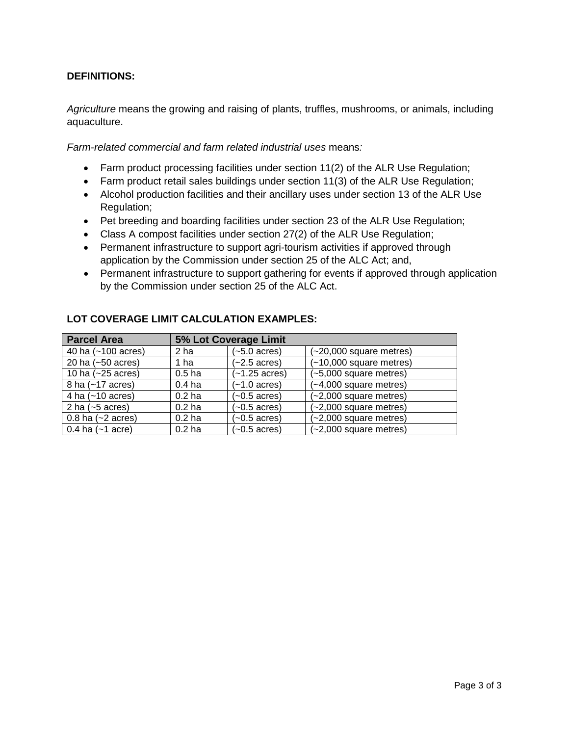**DEFINITIONS:**

*Agriculture* means the growing and raising of plants, truffles, mushrooms, or animals, including aquaculture.

*Farm-related commercial and farm related industrial uses* means*:*

- Farm product processing facilities under section 11(2) of the ALR Use Regulation;
- Farm product retail sales buildings under section 11(3) of the ALR Use Regulation;
- Alcohol production facilities and their ancillary uses under section 13 of the ALR Use Regulation;
- Pet breeding and boarding facilities under section 23 of the ALR Use Regulation;
- Class A compost facilities under section 27(2) of the ALR Use Regulation;
- Permanent infrastructure to support agri-tourism activities if approved through application by the Commission under section 25 of the ALC Act; and,
- Permanent infrastructure to support gathering for events if approved through application by the Commission under section 25 of the ALC Act.

**LOT COVERAGE LIMIT CALCULATION EXAMPLES:**

| Parcel Area | 5% Lot Coverage Limit | | |
|---|---|---|---|
| 40 ha (~100 acres) | 2 ha | (~5.0 acres) | (~20,000 square metres) |
| 20 ha (~50 acres) | 1 ha | (~2.5 acres) | (~10,000 square metres) |
| 10 ha (~25 acres) | 0.5 ha | (~1.25 acres) | (~5,000 square metres) |
| 8 ha (~17 acres) | 0.4 ha | (~1.0 acres) | (~4,000 square metres) |
| 4 ha (~10 acres) | 0.2 ha | (~0.5 acres) | (~2,000 square metres) |
| 2 ha (~5 acres) | 0.2 ha | (~0.5 acres) | (~2,000 square metres) |
| 0.8 ha (~2 acres) | 0.2 ha | (~0.5 acres) | (~2,000 square metres) |
| 0.4 ha (~1 acre) | 0.2 ha | (~0.5 acres) | (~2,000 square metres) |